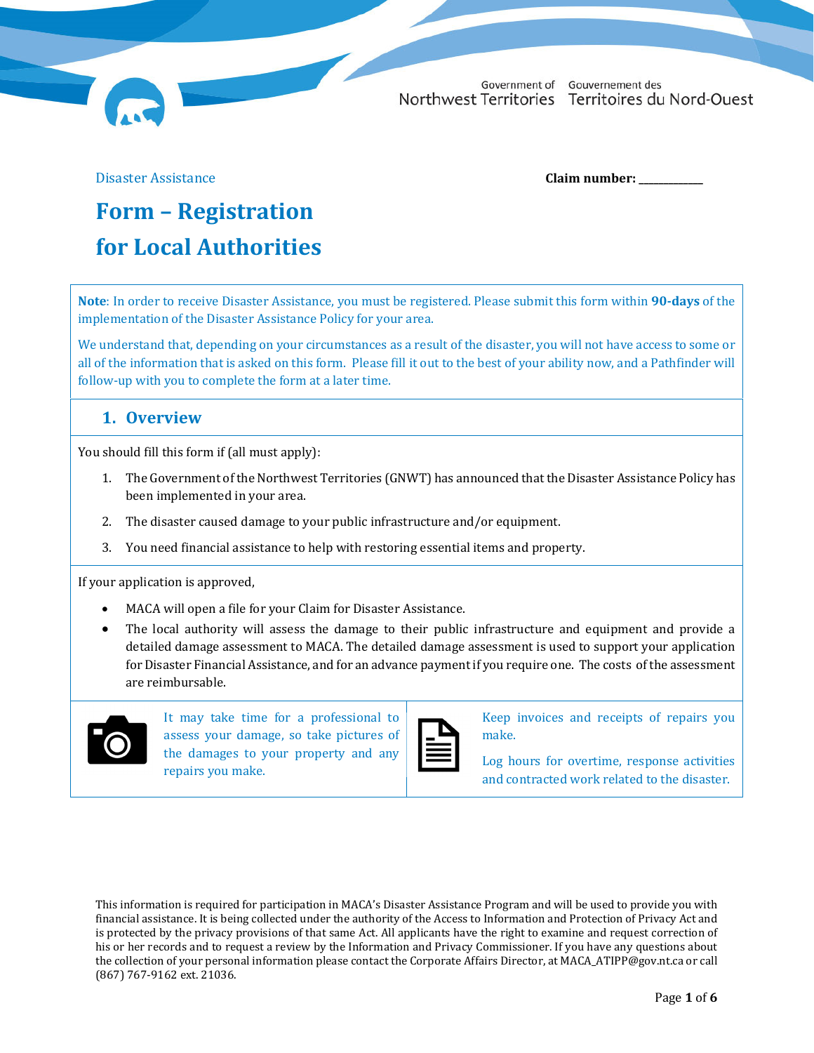Government of Northwest Territories | Gouvernement des Territoires du Nord-Ouest

Disaster Assistance

**Claim number:** ___________

# Form – Registration for Local Authorities

**Note**: In order to receive Disaster Assistance, you must be registered. Please submit this form within **90-days** of the implementation of the Disaster Assistance Policy for your area.

We understand that, depending on your circumstances as a result of the disaster, you will not have access to some or all of the information that is asked on this form. Please fill it out to the best of your ability now, and a Pathfinder will follow-up with you to complete the form at a later time.

## 1. Overview

You should fill this form if (all must apply):

1. The Government of the Northwest Territories (GNWT) has announced that the Disaster Assistance Policy has been implemented in your area.
2. The disaster caused damage to your public infrastructure and/or equipment.
3. You need financial assistance to help with restoring essential items and property.

If your application is approved,

- MACA will open a file for your Claim for Disaster Assistance.
- The local authority will assess the damage to their public infrastructure and equipment and provide a detailed damage assessment to MACA. The detailed damage assessment is used to support your application for Disaster Financial Assistance, and for an advance payment if you require one. The costs of the assessment are reimbursable.

It may take time for a professional to assess your damage, so take pictures of the damages to your property and any repairs you make.

Keep invoices and receipts of repairs you make.

Log hours for overtime, response activities and contracted work related to the disaster.

This information is required for participation in MACA's Disaster Assistance Program and will be used to provide you with financial assistance. It is being collected under the authority of the Access to Information and Protection of Privacy Act and is protected by the privacy provisions of that same Act. All applicants have the right to examine and request correction of his or her records and to request a review by the Information and Privacy Commissioner. If you have any questions about the collection of your personal information please contact the Corporate Affairs Director, at MACA_ATIPP@gov.nt.ca or call (867) 767-9162 ext. 21036.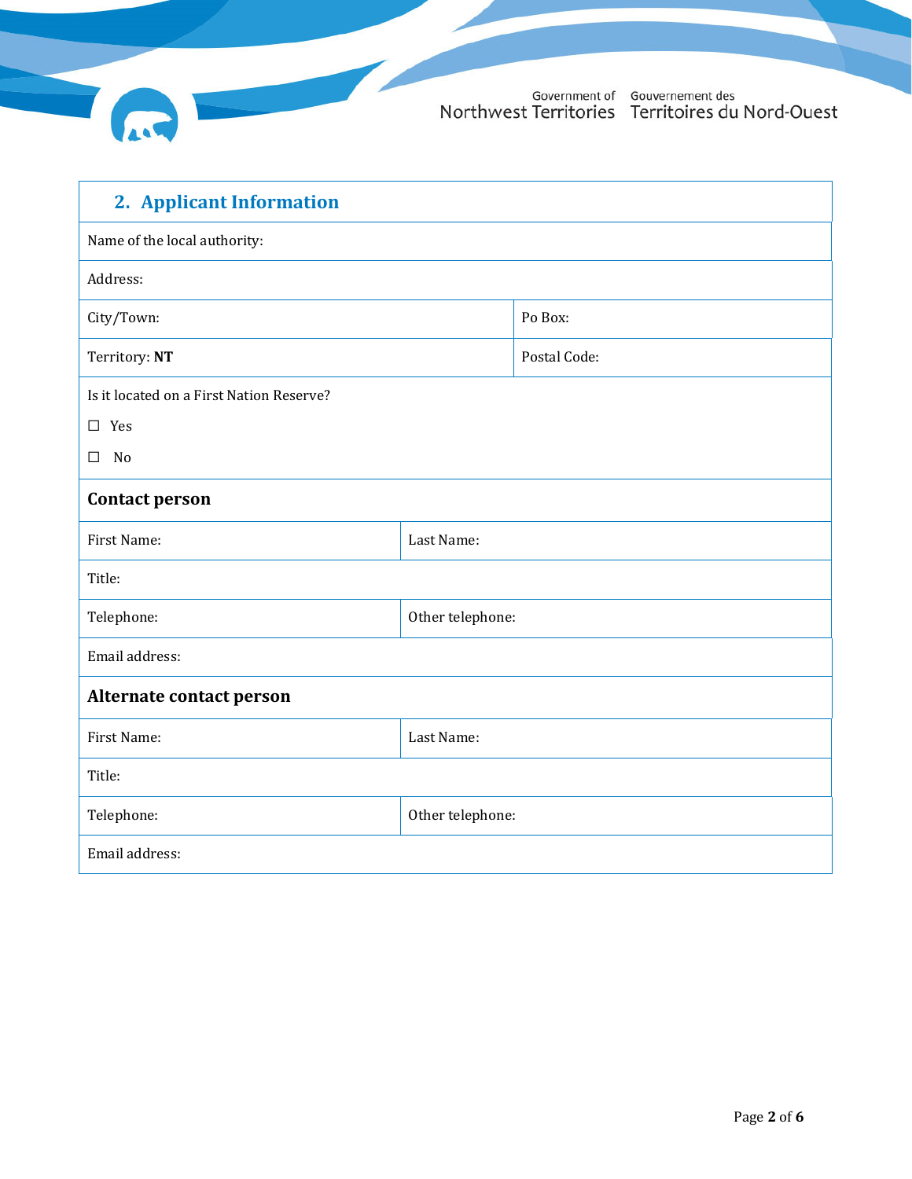## 2. Applicant Information

| Name of the local authority: | |
|---|---|
| Address: | |
| City/Town: | Po Box: |
| Territory: **NT** | Postal Code: |

Is it located on a First Nation Reserve?

☐ Yes

☐ No

### Contact person

| First Name: | Last Name: |
|---|---|
| Title: | |
| Telephone: | Other telephone: |
| Email address: | |

### Alternate contact person

| First Name: | Last Name: |
|---|---|
| Title: | |
| Telephone: | Other telephone: |
| Email address: | |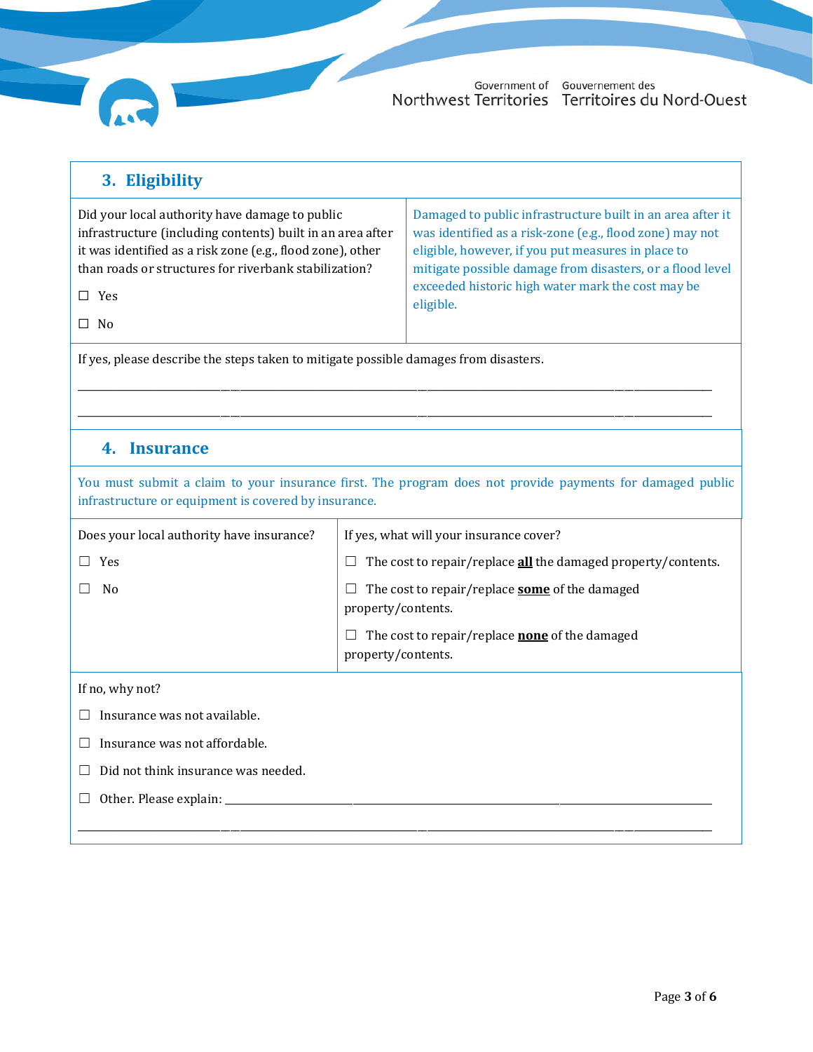## 3. Eligibility

| Did your local authority have damage to public infrastructure (including contents) built in an area after it was identified as a risk zone (e.g., flood zone), other than roads or structures for riverbank stabilization?<br><br>☐ Yes<br><br>☐ No | Damaged to public infrastructure built in an area after it was identified as a risk-zone (e.g., flood zone) may not eligible, however, if you put measures in place to mitigate possible damage from disasters, or a flood level exceeded historic high water mark the cost may be eligible. |
|---|---|

If yes, please describe the steps taken to mitigate possible damages from disasters.

_______________________________________________________________________________________

_______________________________________________________________________________________

## 4. Insurance

You must submit a claim to your insurance first. The program does not provide payments for damaged public infrastructure or equipment is covered by insurance.

| Does your local authority have insurance?<br><br>☐ Yes<br><br>☐ No | If yes, what will your insurance cover?<br><br>☐ The cost to repair/replace **all** the damaged property/contents.<br><br>☐ The cost to repair/replace **some** of the damaged property/contents.<br><br>☐ The cost to repair/replace **none** of the damaged property/contents. |
|---|---|

If no, why not?

☐ Insurance was not available.

☐ Insurance was not affordable.

☐ Did not think insurance was needed.

☐ Other. Please explain: ______________________________________________________________

_______________________________________________________________________________________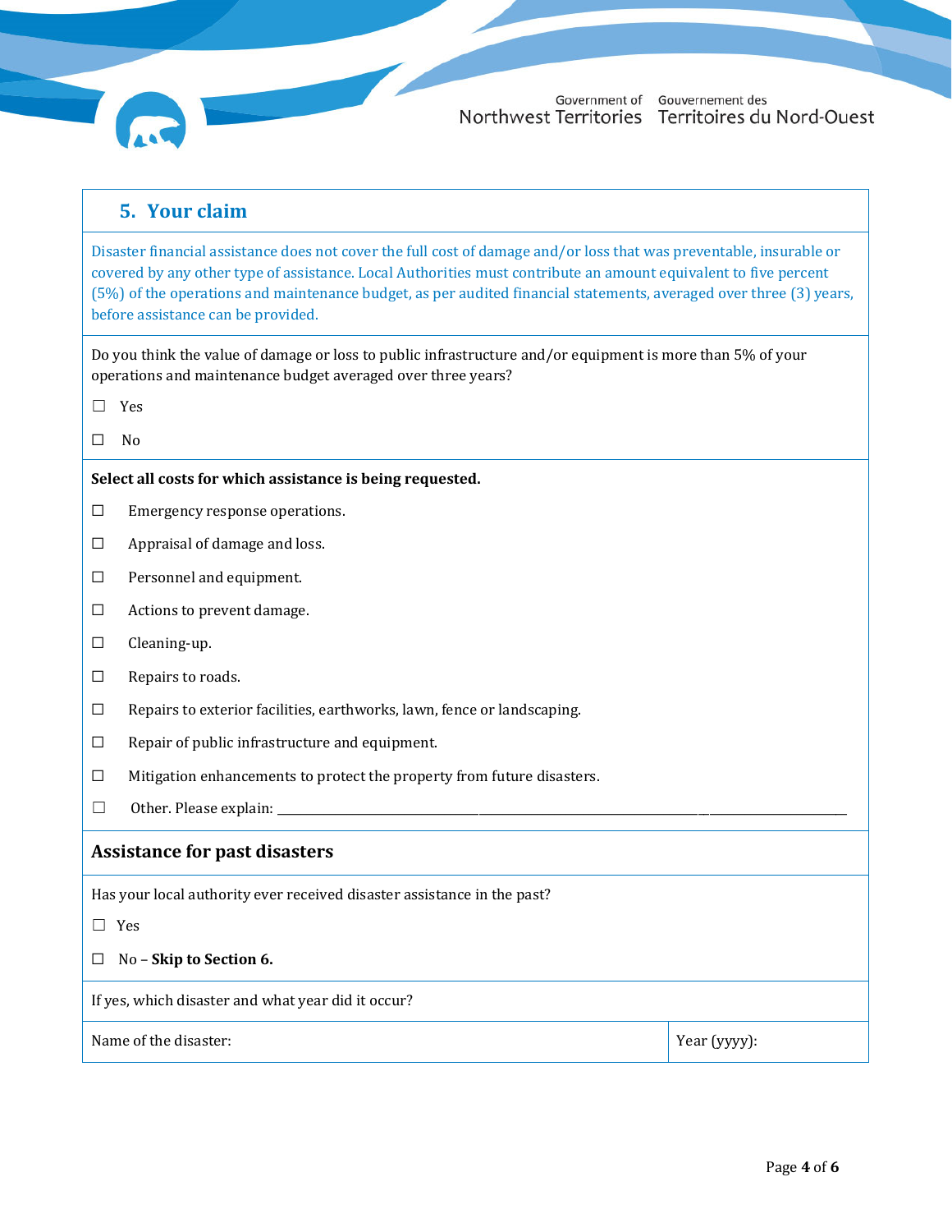## 5. Your claim

Disaster financial assistance does not cover the full cost of damage and/or loss that was preventable, insurable or covered by any other type of assistance. Local Authorities must contribute an amount equivalent to five percent (5%) of the operations and maintenance budget, as per audited financial statements, averaged over three (3) years, before assistance can be provided.

Do you think the value of damage or loss to public infrastructure and/or equipment is more than 5% of your operations and maintenance budget averaged over three years?

☐ Yes

☐ No

**Select all costs for which assistance is being requested.**

☐ Emergency response operations.

☐ Appraisal of damage and loss.

☐ Personnel and equipment.

☐ Actions to prevent damage.

☐ Cleaning-up.

☐ Repairs to roads.

☐ Repairs to exterior facilities, earthworks, lawn, fence or landscaping.

☐ Repair of public infrastructure and equipment.

☐ Mitigation enhancements to protect the property from future disasters.

☐ Other. Please explain: ______________________________

### Assistance for past disasters

Has your local authority ever received disaster assistance in the past?

☐ Yes

☐ No – **Skip to Section 6.**

If yes, which disaster and what year did it occur?

| Name of the disaster: | Year (yyyy): |
|---|---|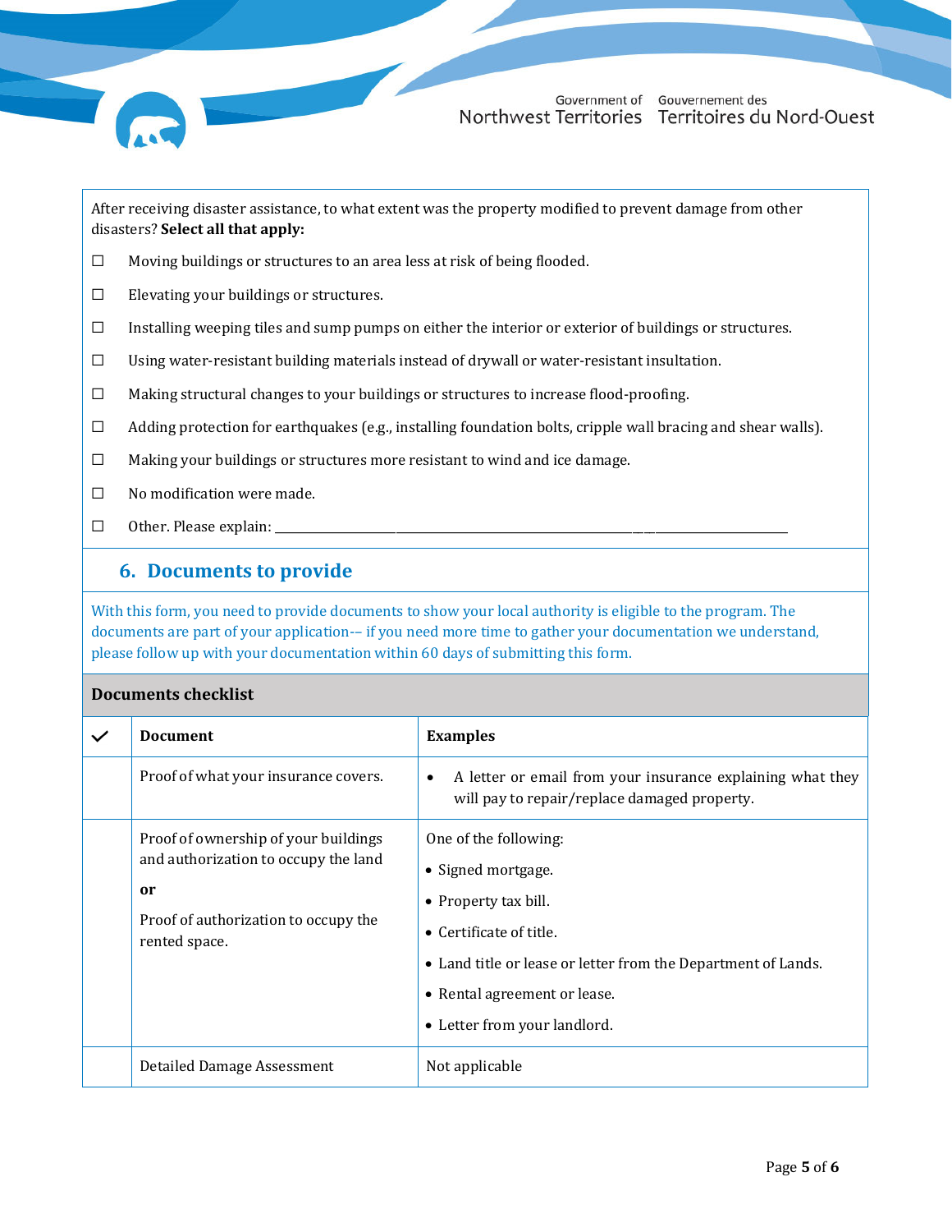After receiving disaster assistance, to what extent was the property modified to prevent damage from other disasters? **Select all that apply:**

- ☐ Moving buildings or structures to an area less at risk of being flooded.
- ☐ Elevating your buildings or structures.
- ☐ Installing weeping tiles and sump pumps on either the interior or exterior of buildings or structures.
- ☐ Using water-resistant building materials instead of drywall or water-resistant insultation.
- ☐ Making structural changes to your buildings or structures to increase flood-proofing.
- ☐ Adding protection for earthquakes (e.g., installing foundation bolts, cripple wall bracing and shear walls).
- ☐ Making your buildings or structures more resistant to wind and ice damage.
- ☐ No modification were made.
- ☐ Other. Please explain: ______________________________________________

## 6. Documents to provide

With this form, you need to provide documents to show your local authority is eligible to the program. The documents are part of your application-– if you need more time to gather your documentation we understand, please follow up with your documentation within 60 days of submitting this form.

**Documents checklist**

| ✓ | Document | Examples |
|---|---|---|
| | Proof of what your insurance covers. | • A letter or email from your insurance explaining what they will pay to repair/replace damaged property. |
| | Proof of ownership of your buildings and authorization to occupy the land<br>**or**<br>Proof of authorization to occupy the rented space. | One of the following:<br>• Signed mortgage.<br>• Property tax bill.<br>• Certificate of title.<br>• Land title or lease or letter from the Department of Lands.<br>• Rental agreement or lease.<br>• Letter from your landlord. |
| | Detailed Damage Assessment | Not applicable |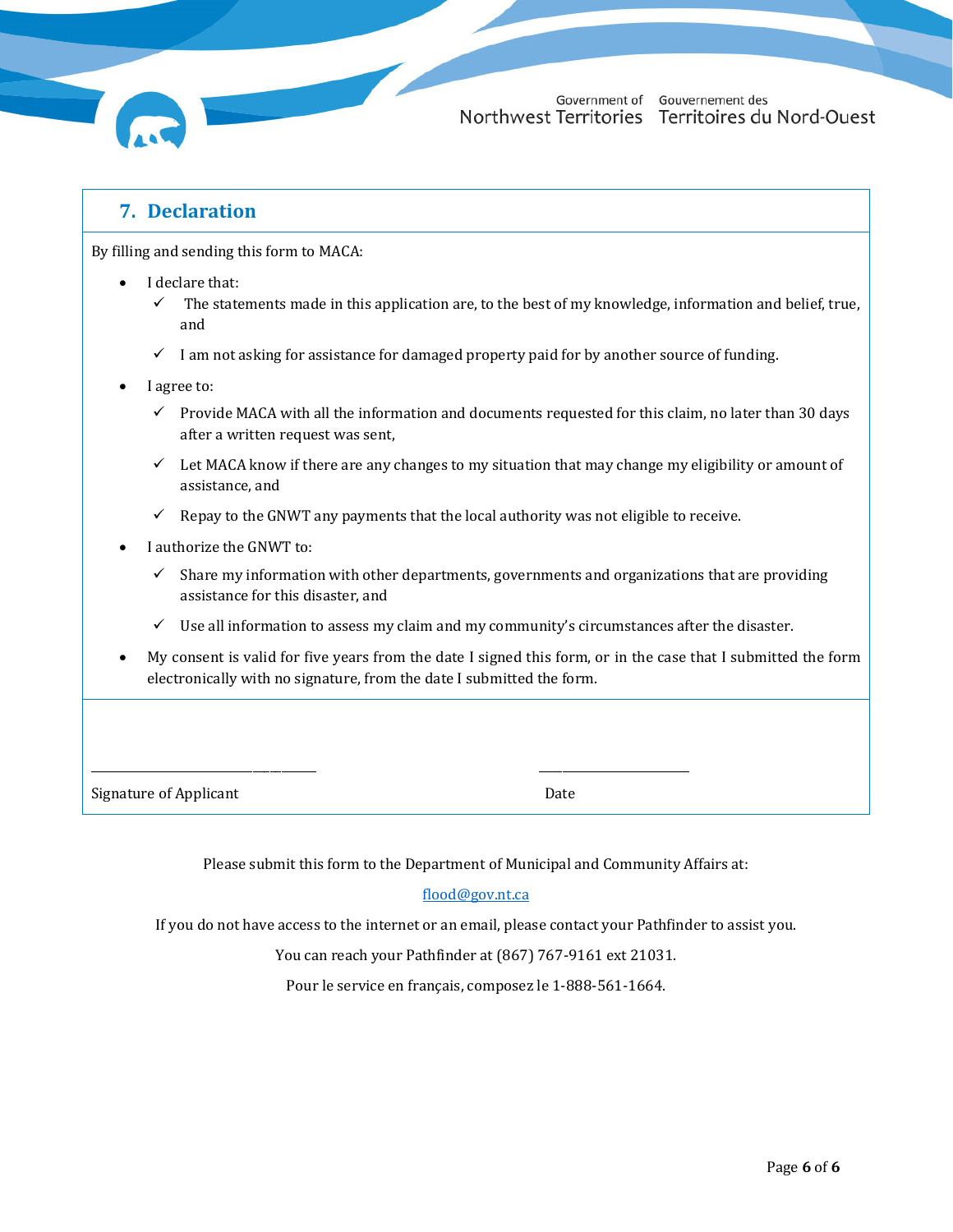## 7. Declaration

By filling and sending this form to MACA:

- I declare that:
  - ✓ The statements made in this application are, to the best of my knowledge, information and belief, true, and
  - ✓ I am not asking for assistance for damaged property paid for by another source of funding.
- I agree to:
  - ✓ Provide MACA with all the information and documents requested for this claim, no later than 30 days after a written request was sent,
  - ✓ Let MACA know if there are any changes to my situation that may change my eligibility or amount of assistance, and
  - ✓ Repay to the GNWT any payments that the local authority was not eligible to receive.
- I authorize the GNWT to:
  - ✓ Share my information with other departments, governments and organizations that are providing assistance for this disaster, and
  - ✓ Use all information to assess my claim and my community's circumstances after the disaster.
- My consent is valid for five years from the date I signed this form, or in the case that I submitted the form electronically with no signature, from the date I submitted the form.

| | |
|---|---|
| ______________________________ | ____________________ |
| Signature of Applicant | Date |

Please submit this form to the Department of Municipal and Community Affairs at:

[flood@gov.nt.ca](mailto:flood@gov.nt.ca)

If you do not have access to the internet or an email, please contact your Pathfinder to assist you.

You can reach your Pathfinder at (867) 767-9161 ext 21031.

Pour le service en français, composez le 1-888-561-1664.